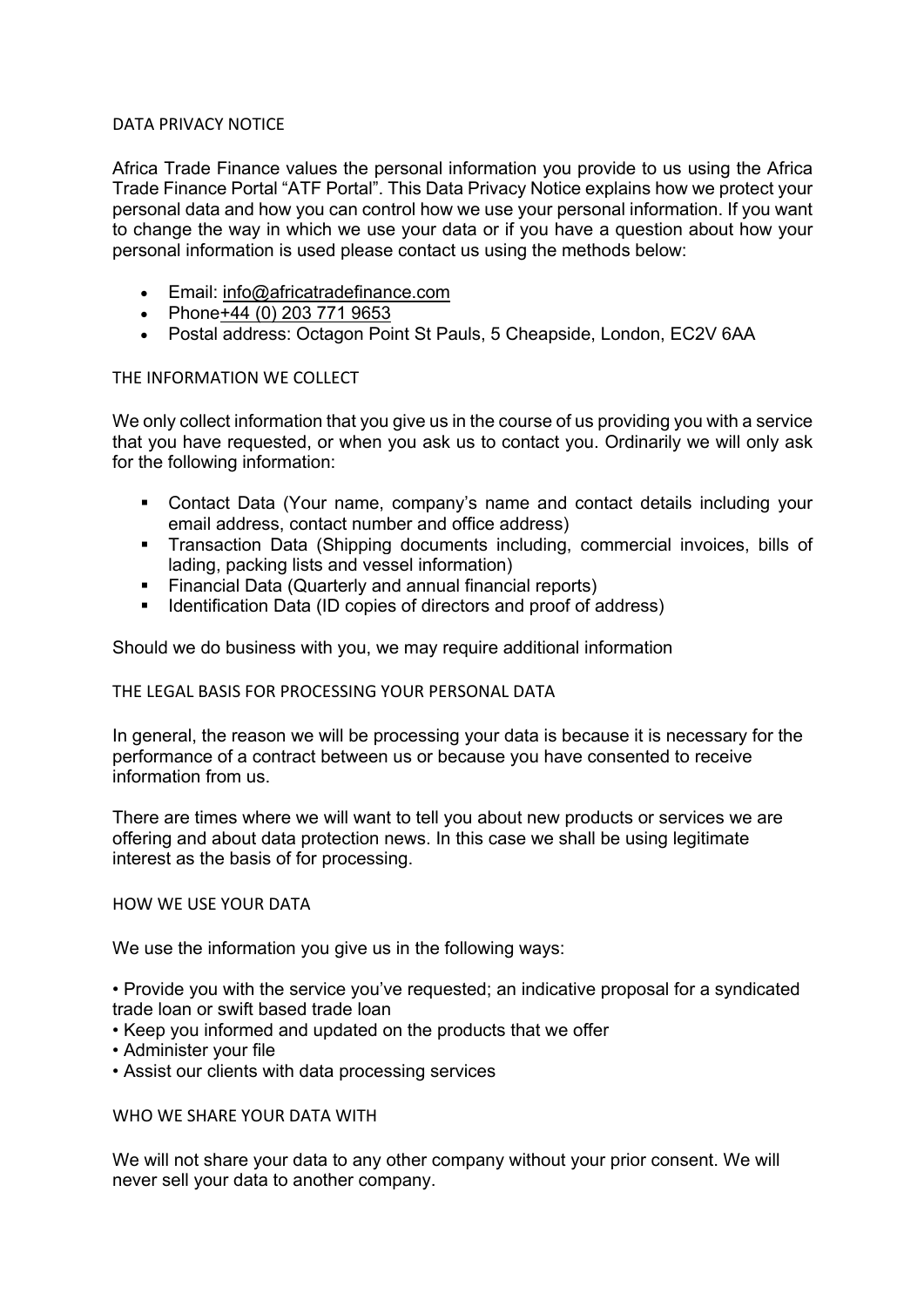# DATA PRIVACY NOTICE

Africa Trade Finance values the personal information you provide to us using the Africa Trade Finance Portal "ATF Portal". This Data Privacy Notice explains how we protect your personal data and how you can control how we use your personal information. If you want to change the way in which we use your data or if you have a question about how your personal information is used please contact us using the methods below:

- Email: info@africatradefinance.com
- Phone+44 (0) 203 771 9653
- Postal address: Octagon Point St Pauls, 5 Cheapside, London, EC2V 6AA

## THE INFORMATION WE COLLECT

We only collect information that you give us in the course of us providing you with a service that you have requested, or when you ask us to contact you. Ordinarily we will only ask for the following information:

- Contact Data (Your name, company's name and contact details including your email address, contact number and office address)
- Transaction Data (Shipping documents including, commercial invoices, bills of lading, packing lists and vessel information)
- Financial Data (Quarterly and annual financial reports)
- Identification Data (ID copies of directors and proof of address)

Should we do business with you, we may require additional information

## THE LEGAL BASIS FOR PROCESSING YOUR PERSONAL DATA

In general, the reason we will be processing your data is because it is necessary for the performance of a contract between us or because you have consented to receive information from us.

There are times where we will want to tell you about new products or services we are offering and about data protection news. In this case we shall be using legitimate interest as the basis of for processing.

## HOW WE USE YOUR DATA

We use the information you give us in the following ways:

- Provide you with the service you've requested; an indicative proposal for a syndicated trade loan or swift based trade loan
- Keep you informed and updated on the products that we offer
- Administer your file
- Assist our clients with data processing services

## WHO WE SHARE YOUR DATA WITH

We will not share your data to any other company without your prior consent. We will never sell your data to another company.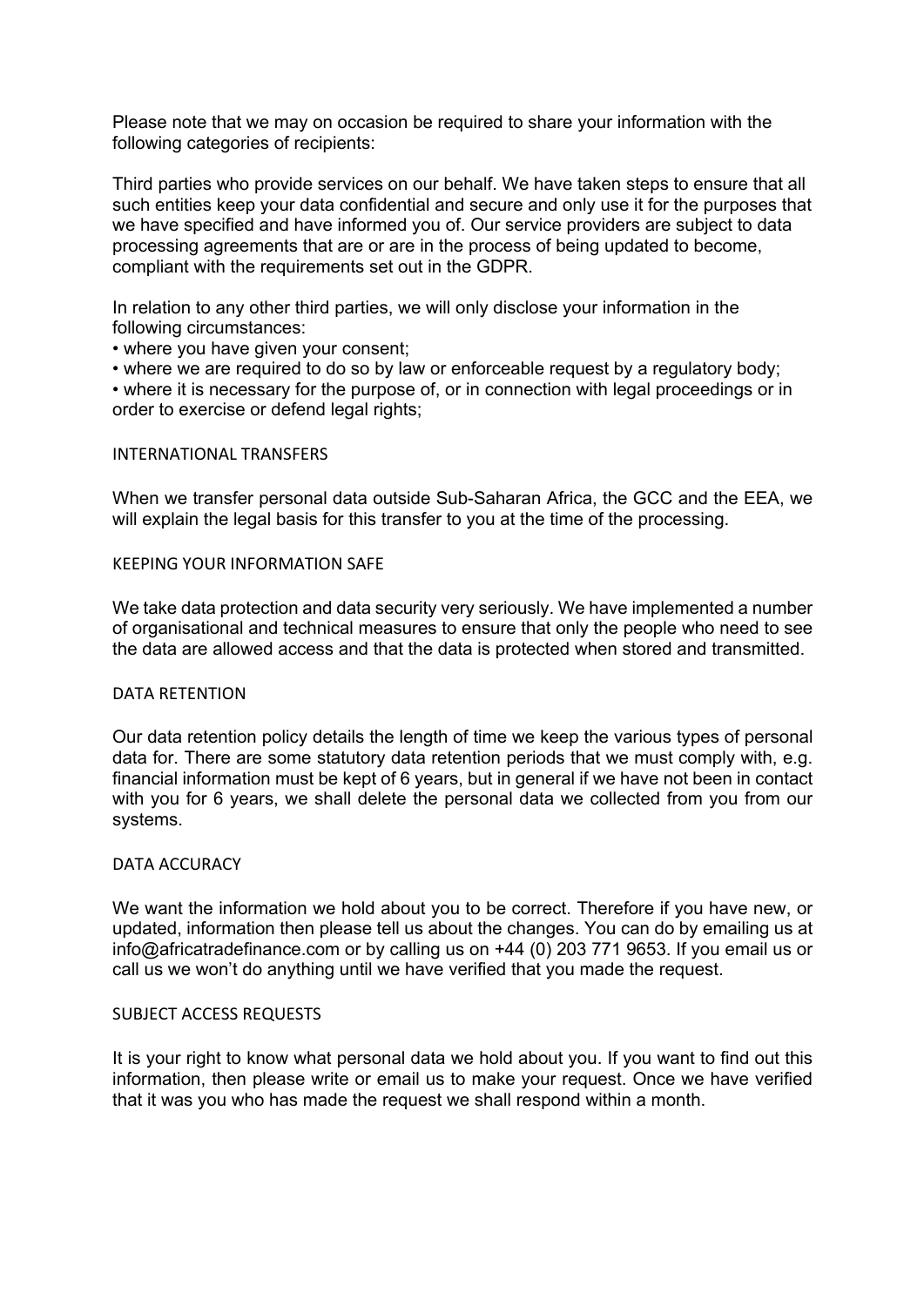Please note that we may on occasion be required to share your information with the following categories of recipients:

Third parties who provide services on our behalf. We have taken steps to ensure that all such entities keep your data confidential and secure and only use it for the purposes that we have specified and have informed you of. Our service providers are subject to data processing agreements that are or are in the process of being updated to become, compliant with the requirements set out in the GDPR.

In relation to any other third parties, we will only disclose your information in the following circumstances:

- where you have given your consent;
- where we are required to do so by law or enforceable request by a regulatory body;
- where it is necessary for the purpose of, or in connection with legal proceedings or in order to exercise or defend legal rights;

## INTERNATIONAL TRANSFERS

When we transfer personal data outside Sub-Saharan Africa, the GCC and the EEA, we will explain the legal basis for this transfer to you at the time of the processing.

## KEEPING YOUR INFORMATION SAFE

We take data protection and data security very seriously. We have implemented a number of organisational and technical measures to ensure that only the people who need to see the data are allowed access and that the data is protected when stored and transmitted.

## DATA RETENTION

Our data retention policy details the length of time we keep the various types of personal data for. There are some statutory data retention periods that we must comply with, e.g. financial information must be kept of 6 years, but in general if we have not been in contact with you for 6 years, we shall delete the personal data we collected from you from our systems.

## DATA ACCURACY

We want the information we hold about you to be correct. Therefore if you have new, or updated, information then please tell us about the changes. You can do by emailing us at info@africatradefinance.com or by calling us on +44 (0) 203 771 9653. If you email us or call us we won't do anything until we have verified that you made the request.

## SUBJECT ACCESS REQUESTS

It is your right to know what personal data we hold about you. If you want to find out this information, then please write or email us to make your request. Once we have verified that it was you who has made the request we shall respond within a month.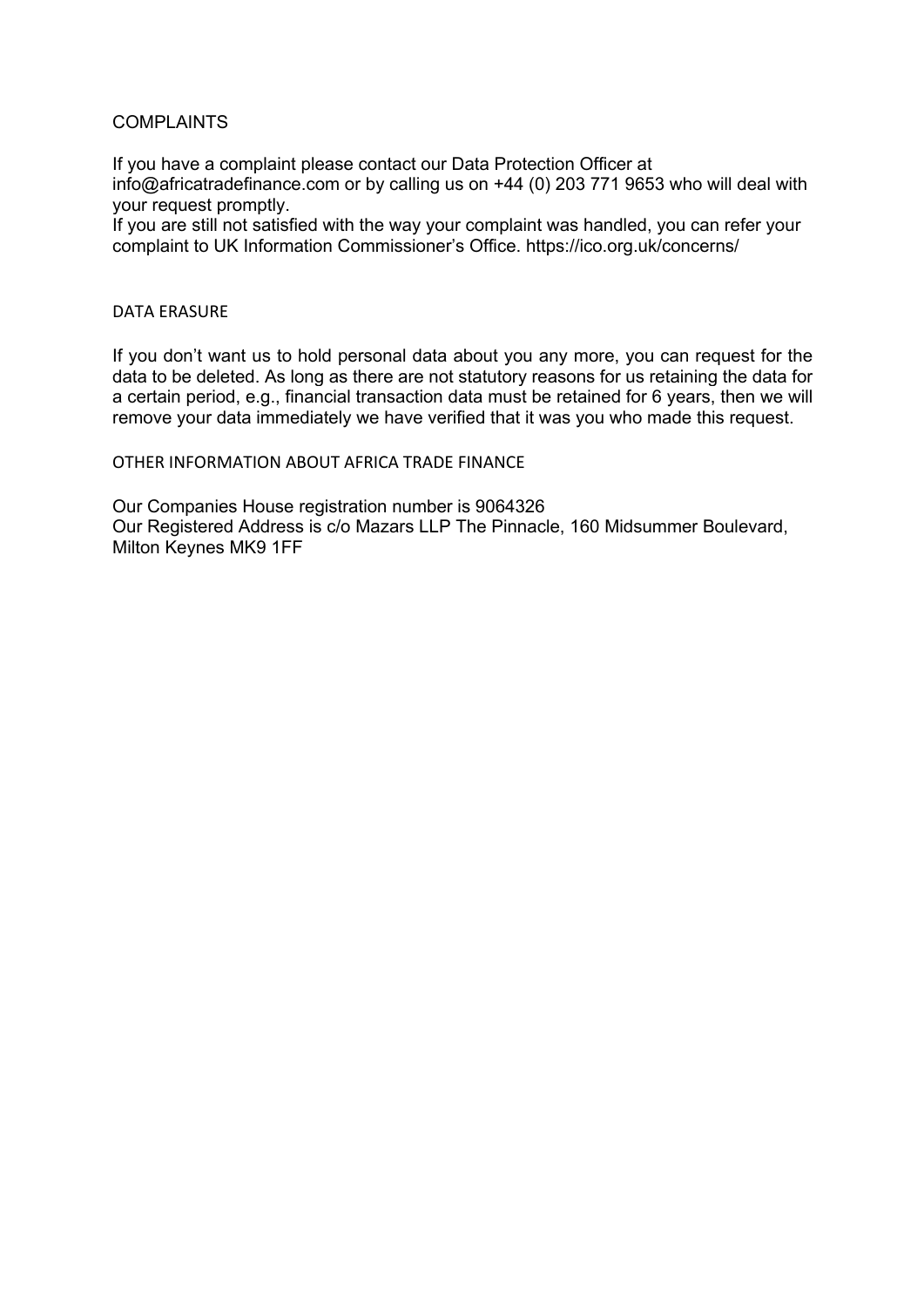## COMPLAINTS

If you have a complaint please contact our Data Protection Officer at info@africatradefinance.com or by calling us on +44 (0) 203 771 9653 who will deal with your request promptly.
If you are still not satisfied with the way your complaint was handled, you can refer your complaint to UK Information Commissioner's Office. https://ico.org.uk/concerns/

## DATA ERASURE

If you don't want us to hold personal data about you any more, you can request for the data to be deleted. As long as there are not statutory reasons for us retaining the data for a certain period, e.g., financial transaction data must be retained for 6 years, then we will remove your data immediately we have verified that it was you who made this request.

## OTHER INFORMATION ABOUT AFRICA TRADE FINANCE

Our Companies House registration number is 9064326
Our Registered Address is c/o Mazars LLP The Pinnacle, 160 Midsummer Boulevard, Milton Keynes MK9 1FF